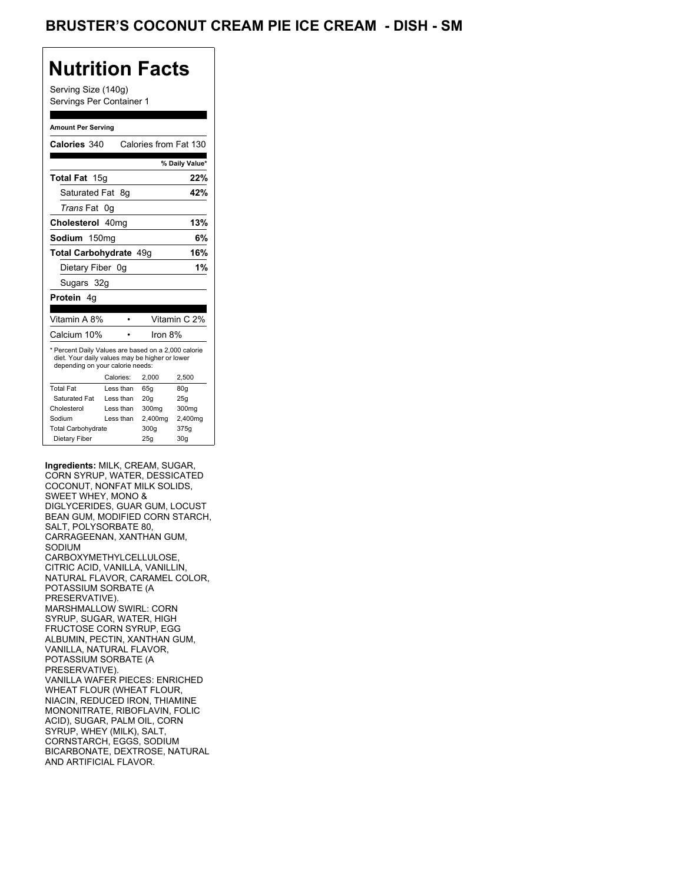# BRUSTER'S COCONUT CREAM PIE ICE CREAM - DISH - SM

## Nutrition Facts

Serving Size (140g)
Servings Per Container 1

**Amount Per Serving**

**Calories** 340 Calories from Fat 130

| | % Daily Value* |
|---|---|
| **Total Fat** 15g | **22%** |
| Saturated Fat 8g | **42%** |
| *Trans* Fat 0g | |
| **Cholesterol** 40mg | **13%** |
| **Sodium** 150mg | **6%** |
| **Total Carbohydrate** 49g | **16%** |
| Dietary Fiber 0g | **1%** |
| Sugars 32g | |
| **Protein** 4g | |

| | |
|---|---|
| Vitamin A 8% | Vitamin C 2% |
| Calcium 10% | Iron 8% |

* Percent Daily Values are based on a 2,000 calorie diet. Your daily values may be higher or lower depending on your calorie needs:

| | Calories: | 2,000 | 2,500 |
|---|---|---|---|
| Total Fat | Less than | 65g | 80g |
| Saturated Fat | Less than | 20g | 25g |
| Cholesterol | Less than | 300mg | 300mg |
| Sodium | Less than | 2,400mg | 2,400mg |
| Total Carbohydrate | | 300g | 375g |
| Dietary Fiber | | 25g | 30g |

**Ingredients:** MILK, CREAM, SUGAR, CORN SYRUP, WATER, DESSICATED COCONUT, NONFAT MILK SOLIDS, SWEET WHEY, MONO & DIGLYCERIDES, GUAR GUM, LOCUST BEAN GUM, MODIFIED CORN STARCH, SALT, POLYSORBATE 80, CARRAGEENAN, XANTHAN GUM, SODIUM CARBOXYMETHYLCELLULOSE, CITRIC ACID, VANILLA, VANILLIN, NATURAL FLAVOR, CARAMEL COLOR, POTASSIUM SORBATE (A PRESERVATIVE). MARSHMALLOW SWIRL: CORN SYRUP, SUGAR, WATER, HIGH FRUCTOSE CORN SYRUP, EGG ALBUMIN, PECTIN, XANTHAN GUM, VANILLA, NATURAL FLAVOR, POTASSIUM SORBATE (A PRESERVATIVE). VANILLA WAFER PIECES: ENRICHED WHEAT FLOUR (WHEAT FLOUR, NIACIN, REDUCED IRON, THIAMINE MONONITRATE, RIBOFLAVIN, FOLIC ACID), SUGAR, PALM OIL, CORN SYRUP, WHEY (MILK), SALT, CORNSTARCH, EGGS, SODIUM BICARBONATE, DEXTROSE, NATURAL AND ARTIFICIAL FLAVOR.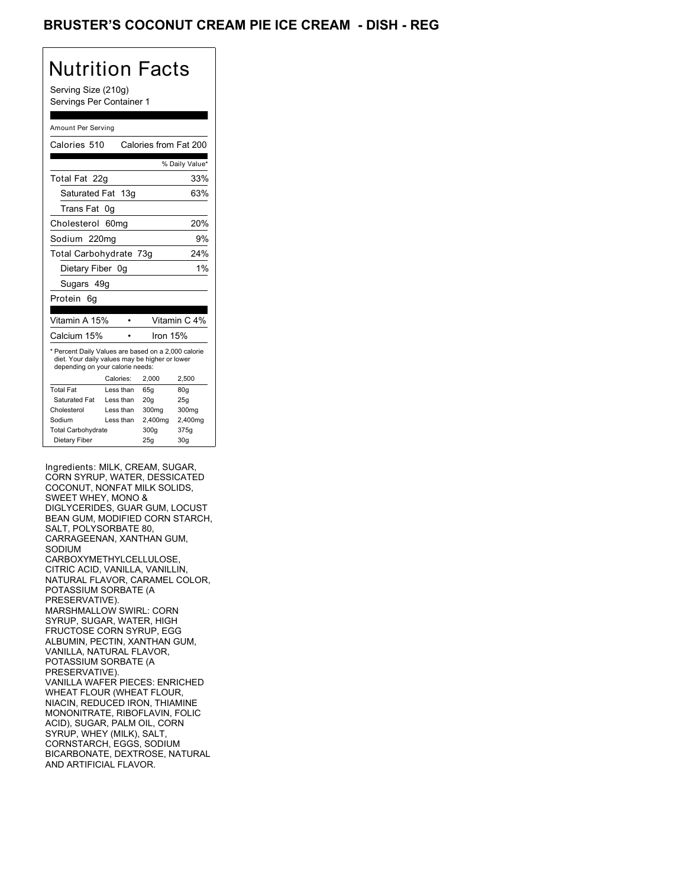# BRUSTER'S COCONUT CREAM PIE ICE CREAM - DISH - REG

## Nutrition Facts

Serving Size (210g)
Servings Per Container 1

Amount Per Serving

| Calories 510 | Calories from Fat 200 |
|---|---|
| | % Daily Value* |
| Total Fat 22g | 33% |
| Saturated Fat 13g | 63% |
| Trans Fat 0g | |
| Cholesterol 60mg | 20% |
| Sodium 220mg | 9% |
| Total Carbohydrate 73g | 24% |
| Dietary Fiber 0g | 1% |
| Sugars 49g | |
| Protein 6g | |

| Vitamin A 15% | • | Vitamin C 4% |
|---|---|---|
| Calcium 15% | • | Iron 15% |

* Percent Daily Values are based on a 2,000 calorie diet. Your daily values may be higher or lower depending on your calorie needs:

| | Calories: | 2,000 | 2,500 |
|---|---|---|---|
| Total Fat | Less than | 65g | 80g |
| Saturated Fat | Less than | 20g | 25g |
| Cholesterol | Less than | 300mg | 300mg |
| Sodium | Less than | 2,400mg | 2,400mg |
| Total Carbohydrate | | 300g | 375g |
| Dietary Fiber | | 25g | 30g |

Ingredients: MILK, CREAM, SUGAR, CORN SYRUP, WATER, DESSICATED COCONUT, NONFAT MILK SOLIDS, SWEET WHEY, MONO & DIGLYCERIDES, GUAR GUM, LOCUST BEAN GUM, MODIFIED CORN STARCH, SALT, POLYSORBATE 80, CARRAGEENAN, XANTHAN GUM, SODIUM CARBOXYMETHYLCELLULOSE, CITRIC ACID, VANILLA, VANILLIN, NATURAL FLAVOR, CARAMEL COLOR, POTASSIUM SORBATE (A PRESERVATIVE).
MARSHMALLOW SWIRL: CORN SYRUP, SUGAR, WATER, HIGH FRUCTOSE CORN SYRUP, EGG ALBUMIN, PECTIN, XANTHAN GUM, VANILLA, NATURAL FLAVOR, POTASSIUM SORBATE (A PRESERVATIVE).
VANILLA WAFER PIECES: ENRICHED WHEAT FLOUR (WHEAT FLOUR, NIACIN, REDUCED IRON, THIAMINE MONONITRATE, RIBOFLAVIN, FOLIC ACID), SUGAR, PALM OIL, CORN SYRUP, WHEY (MILK), SALT, CORNSTARCH, EGGS, SODIUM BICARBONATE, DEXTROSE, NATURAL AND ARTIFICIAL FLAVOR.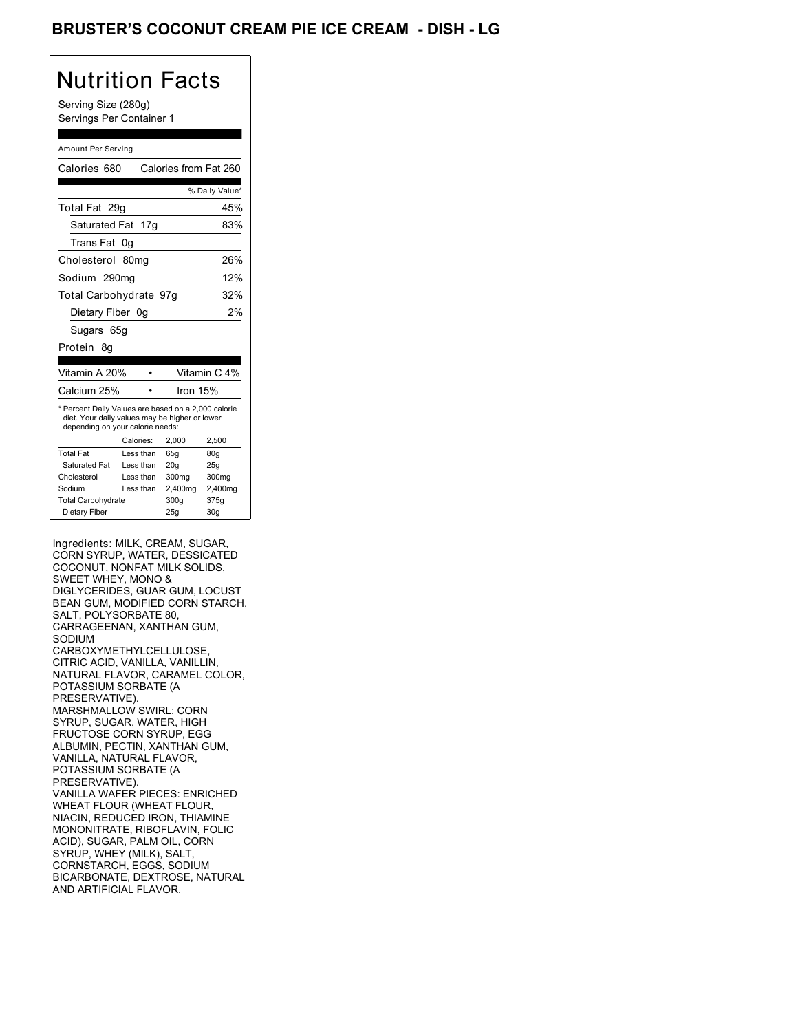# BRUSTER'S COCONUT CREAM PIE ICE CREAM - DISH - LG

## Nutrition Facts

Serving Size (280g)
Servings Per Container 1

Amount Per Serving

| Calories 680 | Calories from Fat 260 |
|---|---|
| | % Daily Value* |
| Total Fat 29g | 45% |
| Saturated Fat 17g | 83% |
| Trans Fat 0g | |
| Cholesterol 80mg | 26% |
| Sodium 290mg | 12% |
| Total Carbohydrate 97g | 32% |
| Dietary Fiber 0g | 2% |
| Sugars 65g | |
| Protein 8g | |

| Vitamin A 20% | Vitamin C 4% |
|---|---|
| Calcium 25% | Iron 15% |

* Percent Daily Values are based on a 2,000 calorie diet. Your daily values may be higher or lower depending on your calorie needs:

| | Calories: | 2,000 | 2,500 |
|---|---|---|---|
| Total Fat | Less than | 65g | 80g |
| Saturated Fat | Less than | 20g | 25g |
| Cholesterol | Less than | 300mg | 300mg |
| Sodium | Less than | 2,400mg | 2,400mg |
| Total Carbohydrate | | 300g | 375g |
| Dietary Fiber | | 25g | 30g |

Ingredients: MILK, CREAM, SUGAR, CORN SYRUP, WATER, DESSICATED COCONUT, NONFAT MILK SOLIDS, SWEET WHEY, MONO & DIGLYCERIDES, GUAR GUM, LOCUST BEAN GUM, MODIFIED CORN STARCH, SALT, POLYSORBATE 80, CARRAGEENAN, XANTHAN GUM, SODIUM CARBOXYMETHYLCELLULOSE, CITRIC ACID, VANILLA, VANILLIN, NATURAL FLAVOR, CARAMEL COLOR, POTASSIUM SORBATE (A PRESERVATIVE).
MARSHMALLOW SWIRL: CORN SYRUP, SUGAR, WATER, HIGH FRUCTOSE CORN SYRUP, EGG ALBUMIN, PECTIN, XANTHAN GUM, VANILLA, NATURAL FLAVOR, POTASSIUM SORBATE (A PRESERVATIVE).
VANILLA WAFER PIECES: ENRICHED WHEAT FLOUR (WHEAT FLOUR, NIACIN, REDUCED IRON, THIAMINE MONONITRATE, RIBOFLAVIN, FOLIC ACID), SUGAR, PALM OIL, CORN SYRUP, WHEY (MILK), SALT, CORNSTARCH, EGGS, SODIUM BICARBONATE, DEXTROSE, NATURAL AND ARTIFICIAL FLAVOR.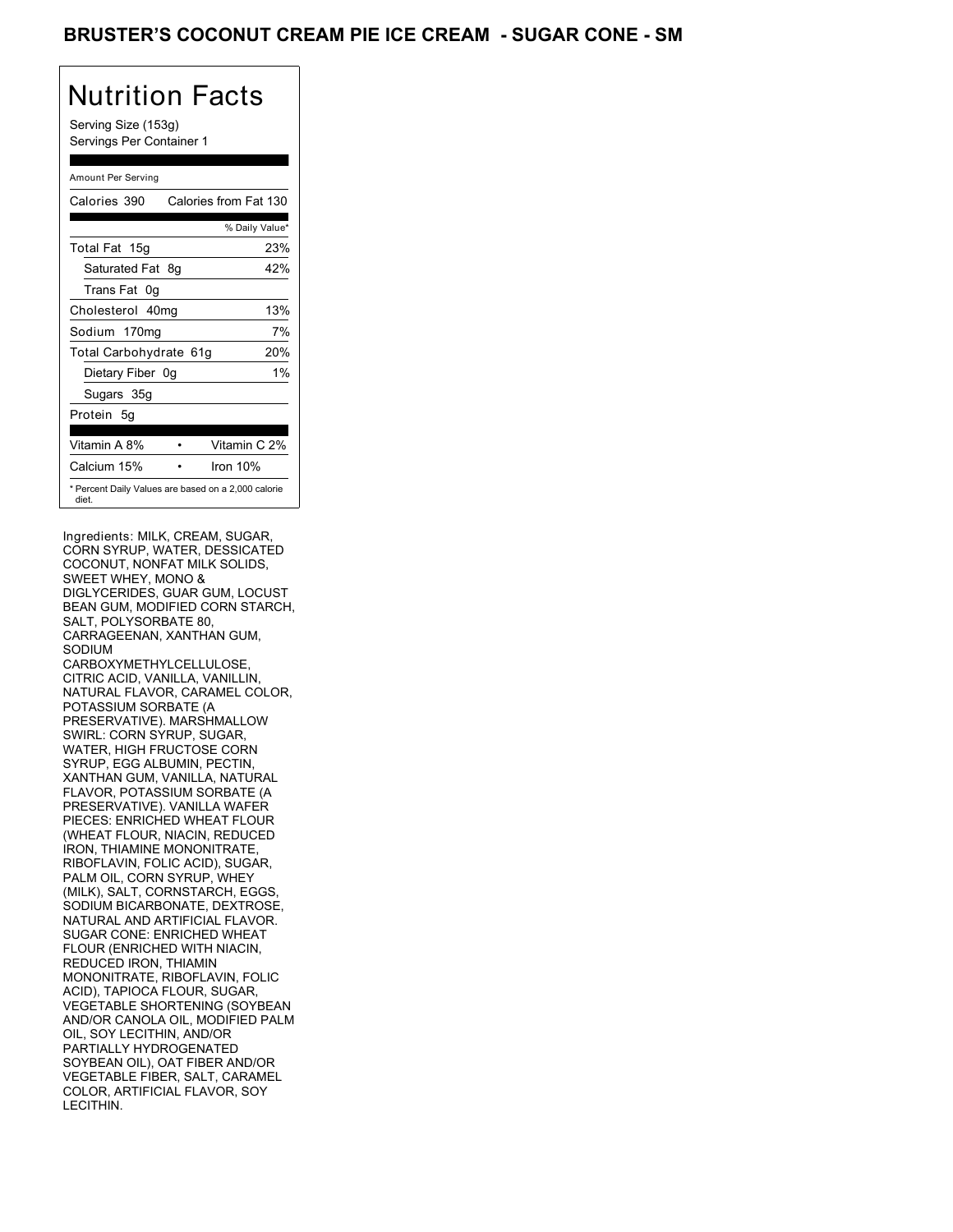# BRUSTER'S COCONUT CREAM PIE ICE CREAM - SUGAR CONE - SM

## Nutrition Facts

Serving Size (153g)
Servings Per Container 1

Amount Per Serving

| Calories 390 | Calories from Fat 130 |
|---|---|
| | % Daily Value* |
| Total Fat 15g | 23% |
| Saturated Fat 8g | 42% |
| Trans Fat 0g | |
| Cholesterol 40mg | 13% |
| Sodium 170mg | 7% |
| Total Carbohydrate 61g | 20% |
| Dietary Fiber 0g | 1% |
| Sugars 35g | |
| Protein 5g | |

| Vitamin A 8% | • | Vitamin C 2% |
|---|---|---|
| Calcium 15% | • | Iron 10% |

* Percent Daily Values are based on a 2,000 calorie diet.

Ingredients: MILK, CREAM, SUGAR, CORN SYRUP, WATER, DESSICATED COCONUT, NONFAT MILK SOLIDS, SWEET WHEY, MONO & DIGLYCERIDES, GUAR GUM, LOCUST BEAN GUM, MODIFIED CORN STARCH, SALT, POLYSORBATE 80, CARRAGEENAN, XANTHAN GUM, SODIUM CARBOXYMETHYLCELLULOSE, CITRIC ACID, VANILLA, VANILLIN, NATURAL FLAVOR, CARAMEL COLOR, POTASSIUM SORBATE (A PRESERVATIVE). MARSHMALLOW SWIRL: CORN SYRUP, SUGAR, WATER, HIGH FRUCTOSE CORN SYRUP, EGG ALBUMIN, PECTIN, XANTHAN GUM, VANILLA, NATURAL FLAVOR, POTASSIUM SORBATE (A PRESERVATIVE). VANILLA WAFER PIECES: ENRICHED WHEAT FLOUR (WHEAT FLOUR, NIACIN, REDUCED IRON, THIAMINE MONONITRATE, RIBOFLAVIN, FOLIC ACID), SUGAR, PALM OIL, CORN SYRUP, WHEY (MILK), SALT, CORNSTARCH, EGGS, SODIUM BICARBONATE, DEXTROSE, NATURAL AND ARTIFICIAL FLAVOR. SUGAR CONE: ENRICHED WHEAT FLOUR (ENRICHED WITH NIACIN, REDUCED IRON, THIAMIN MONONITRATE, RIBOFLAVIN, FOLIC ACID), TAPIOCA FLOUR, SUGAR, VEGETABLE SHORTENING (SOYBEAN AND/OR CANOLA OIL, MODIFIED PALM OIL, SOY LECITHIN, AND/OR PARTIALLY HYDROGENATED SOYBEAN OIL), OAT FIBER AND/OR VEGETABLE FIBER, SALT, CARAMEL COLOR, ARTIFICIAL FLAVOR, SOY LECITHIN.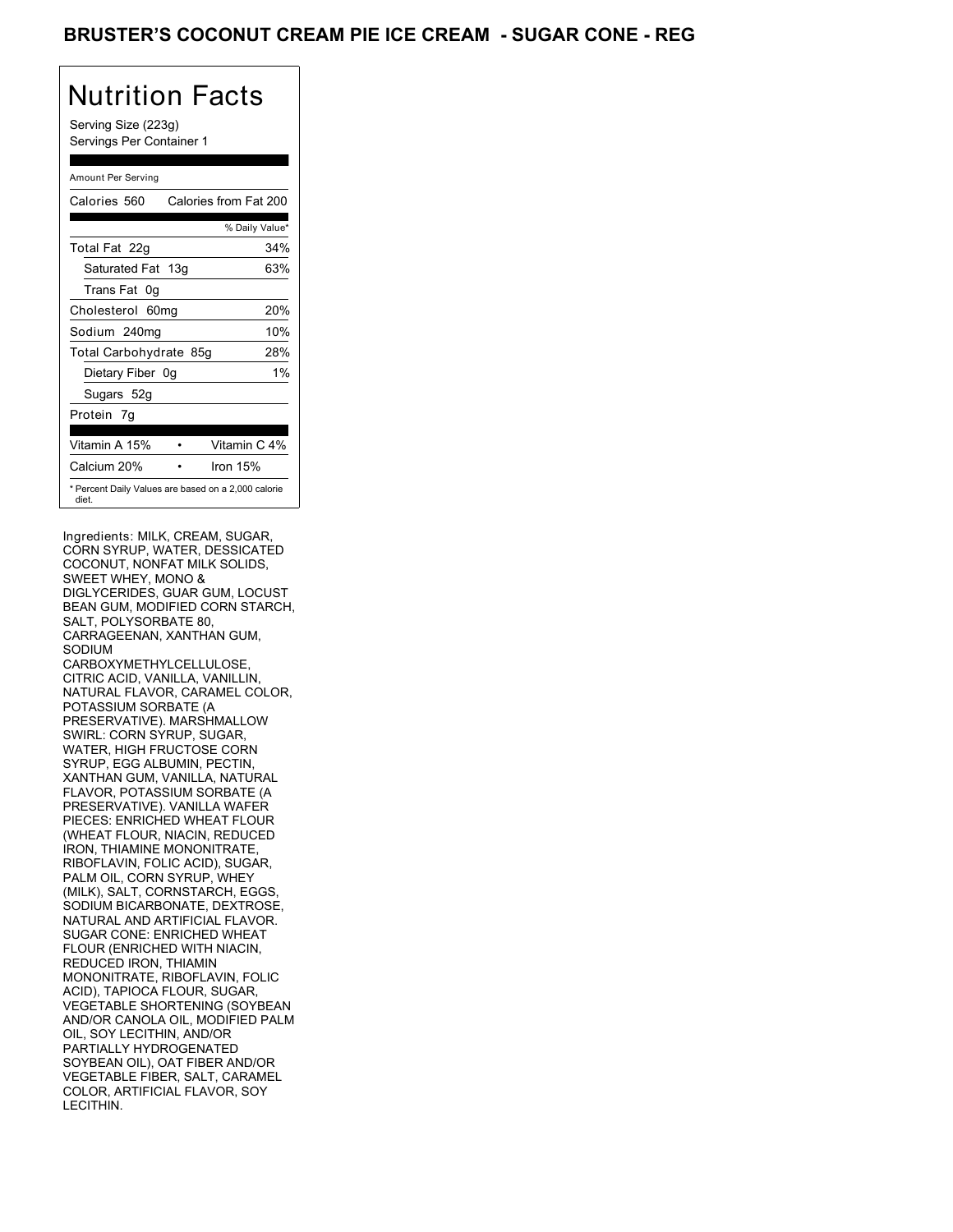# BRUSTER'S COCONUT CREAM PIE ICE CREAM - SUGAR CONE - REG

## Nutrition Facts

Serving Size (223g)
Servings Per Container 1

Amount Per Serving

| | |
|---|---|
| Calories 560 | Calories from Fat 200 |
| | % Daily Value* |
| Total Fat 22g | 34% |
| Saturated Fat 13g | 63% |
| Trans Fat 0g | |
| Cholesterol 60mg | 20% |
| Sodium 240mg | 10% |
| Total Carbohydrate 85g | 28% |
| Dietary Fiber 0g | 1% |
| Sugars 52g | |
| Protein 7g | |
| Vitamin A 15% | Vitamin C 4% |
| Calcium 20% | Iron 15% |

* Percent Daily Values are based on a 2,000 calorie diet.

Ingredients: MILK, CREAM, SUGAR, CORN SYRUP, WATER, DESSICATED COCONUT, NONFAT MILK SOLIDS, SWEET WHEY, MONO & DIGLYCERIDES, GUAR GUM, LOCUST BEAN GUM, MODIFIED CORN STARCH, SALT, POLYSORBATE 80, CARRAGEENAN, XANTHAN GUM, SODIUM CARBOXYMETHYLCELLULOSE, CITRIC ACID, VANILLA, VANILLIN, NATURAL FLAVOR, CARAMEL COLOR, POTASSIUM SORBATE (A PRESERVATIVE). MARSHMALLOW SWIRL: CORN SYRUP, SUGAR, WATER, HIGH FRUCTOSE CORN SYRUP, EGG ALBUMIN, PECTIN, XANTHAN GUM, VANILLA, NATURAL FLAVOR, POTASSIUM SORBATE (A PRESERVATIVE). VANILLA WAFER PIECES: ENRICHED WHEAT FLOUR (WHEAT FLOUR, NIACIN, REDUCED IRON, THIAMINE MONONITRATE, RIBOFLAVIN, FOLIC ACID), SUGAR, PALM OIL, CORN SYRUP, WHEY (MILK), SALT, CORNSTARCH, EGGS, SODIUM BICARBONATE, DEXTROSE, NATURAL AND ARTIFICIAL FLAVOR. SUGAR CONE: ENRICHED WHEAT FLOUR (ENRICHED WITH NIACIN, REDUCED IRON, THIAMIN MONONITRATE, RIBOFLAVIN, FOLIC ACID), TAPIOCA FLOUR, SUGAR, VEGETABLE SHORTENING (SOYBEAN AND/OR CANOLA OIL, MODIFIED PALM OIL, SOY LECITHIN, AND/OR PARTIALLY HYDROGENATED SOYBEAN OIL), OAT FIBER AND/OR VEGETABLE FIBER, SALT, CARAMEL COLOR, ARTIFICIAL FLAVOR, SOY LECITHIN.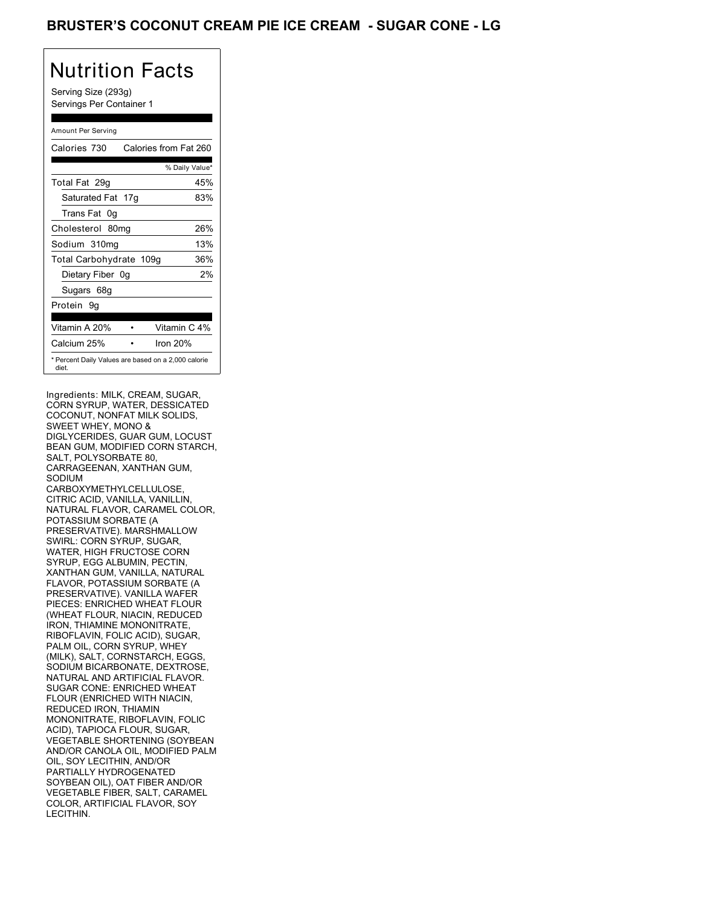# BRUSTER'S COCONUT CREAM PIE ICE CREAM - SUGAR CONE - LG

## Nutrition Facts

Serving Size (293g)
Servings Per Container 1

Amount Per Serving

| Calories 730 | Calories from Fat 260 |
|---|---|
| | % Daily Value* |
| Total Fat 29g | 45% |
| Saturated Fat 17g | 83% |
| Trans Fat 0g | |
| Cholesterol 80mg | 26% |
| Sodium 310mg | 13% |
| Total Carbohydrate 109g | 36% |
| Dietary Fiber 0g | 2% |
| Sugars 68g | |
| Protein 9g | |
| Vitamin A 20% • | Vitamin C 4% |
| Calcium 25% • | Iron 20% |

* Percent Daily Values are based on a 2,000 calorie diet.

Ingredients: MILK, CREAM, SUGAR, CORN SYRUP, WATER, DESSICATED COCONUT, NONFAT MILK SOLIDS, SWEET WHEY, MONO & DIGLYCERIDES, GUAR GUM, LOCUST BEAN GUM, MODIFIED CORN STARCH, SALT, POLYSORBATE 80, CARRAGEENAN, XANTHAN GUM, SODIUM CARBOXYMETHYLCELLULOSE, CITRIC ACID, VANILLA, VANILLIN, NATURAL FLAVOR, CARAMEL COLOR, POTASSIUM SORBATE (A PRESERVATIVE). MARSHMALLOW SWIRL: CORN SYRUP, SUGAR, WATER, HIGH FRUCTOSE CORN SYRUP, EGG ALBUMIN, PECTIN, XANTHAN GUM, VANILLA, NATURAL FLAVOR, POTASSIUM SORBATE (A PRESERVATIVE). VANILLA WAFER PIECES: ENRICHED WHEAT FLOUR (WHEAT FLOUR, NIACIN, REDUCED IRON, THIAMINE MONONITRATE, RIBOFLAVIN, FOLIC ACID), SUGAR, PALM OIL, CORN SYRUP, WHEY (MILK), SALT, CORNSTARCH, EGGS, SODIUM BICARBONATE, DEXTROSE, NATURAL AND ARTIFICIAL FLAVOR. SUGAR CONE: ENRICHED WHEAT FLOUR (ENRICHED WITH NIACIN, REDUCED IRON, THIAMIN MONONITRATE, RIBOFLAVIN, FOLIC ACID), TAPIOCA FLOUR, SUGAR, VEGETABLE SHORTENING (SOYBEAN AND/OR CANOLA OIL, MODIFIED PALM OIL, SOY LECITHIN, AND/OR PARTIALLY HYDROGENATED SOYBEAN OIL), OAT FIBER AND/OR VEGETABLE FIBER, SALT, CARAMEL COLOR, ARTIFICIAL FLAVOR, SOY LECITHIN.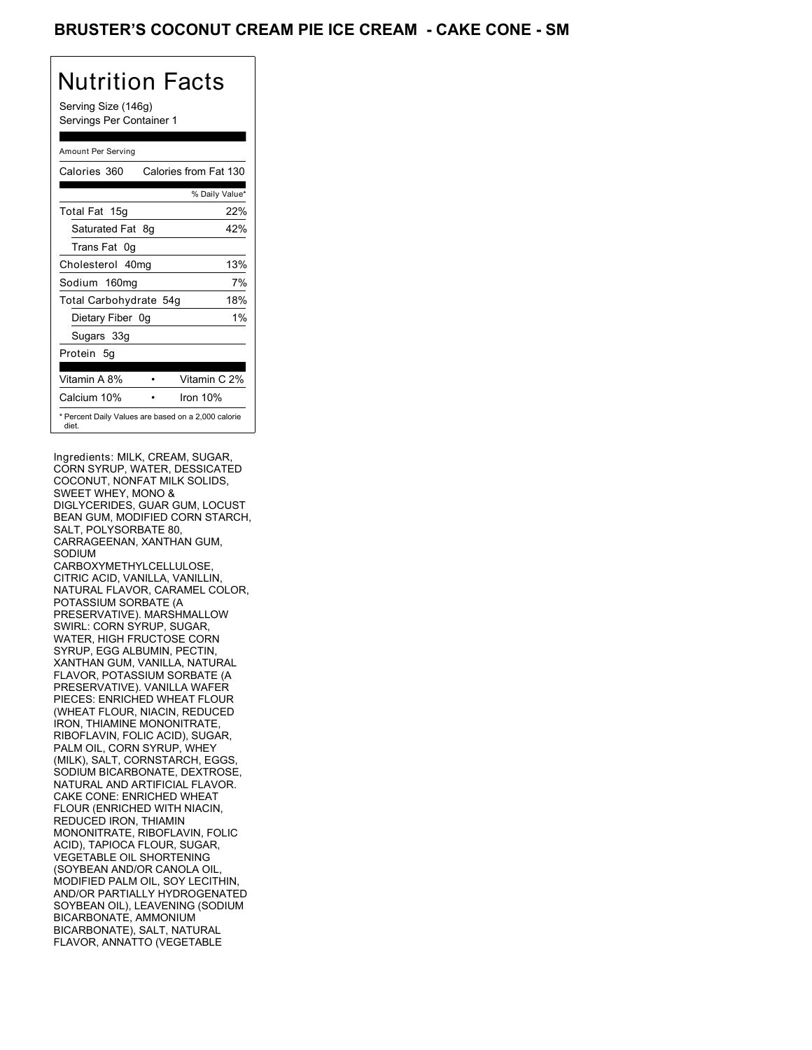# BRUSTER'S COCONUT CREAM PIE ICE CREAM - CAKE CONE - SM

## Nutrition Facts

Serving Size (146g)
Servings Per Container 1

Amount Per Serving

| Calories 360 | Calories from Fat 130 |
|---|---|
| | % Daily Value* |
| Total Fat 15g | 22% |
| Saturated Fat 8g | 42% |
| Trans Fat 0g | |
| Cholesterol 40mg | 13% |
| Sodium 160mg | 7% |
| Total Carbohydrate 54g | 18% |
| Dietary Fiber 0g | 1% |
| Sugars 33g | |
| Protein 5g | |

| Vitamin A 8% | • | Vitamin C 2% |
|---|---|---|
| Calcium 10% | • | Iron 10% |

* Percent Daily Values are based on a 2,000 calorie diet.

Ingredients: MILK, CREAM, SUGAR, CORN SYRUP, WATER, DESSICATED COCONUT, NONFAT MILK SOLIDS, SWEET WHEY, MONO & DIGLYCERIDES, GUAR GUM, LOCUST BEAN GUM, MODIFIED CORN STARCH, SALT, POLYSORBATE 80, CARRAGEENAN, XANTHAN GUM, SODIUM CARBOXYMETHYLCELLULOSE, CITRIC ACID, VANILLA, VANILLIN, NATURAL FLAVOR, CARAMEL COLOR, POTASSIUM SORBATE (A PRESERVATIVE). MARSHMALLOW SWIRL: CORN SYRUP, SUGAR, WATER, HIGH FRUCTOSE CORN SYRUP, EGG ALBUMIN, PECTIN, XANTHAN GUM, VANILLA, NATURAL FLAVOR, POTASSIUM SORBATE (A PRESERVATIVE). VANILLA WAFER PIECES: ENRICHED WHEAT FLOUR (WHEAT FLOUR, NIACIN, REDUCED IRON, THIAMINE MONONITRATE, RIBOFLAVIN, FOLIC ACID), SUGAR, PALM OIL, CORN SYRUP, WHEY (MILK), SALT, CORNSTARCH, EGGS, SODIUM BICARBONATE, DEXTROSE, NATURAL AND ARTIFICIAL FLAVOR. CAKE CONE: ENRICHED WHEAT FLOUR (ENRICHED WITH NIACIN, REDUCED IRON, THIAMIN MONONITRATE, RIBOFLAVIN, FOLIC ACID), TAPIOCA FLOUR, SUGAR, VEGETABLE OIL SHORTENING (SOYBEAN AND/OR CANOLA OIL, MODIFIED PALM OIL, SOY LECITHIN, AND/OR PARTIALLY HYDROGENATED SOYBEAN OIL), LEAVENING (SODIUM BICARBONATE, AMMONIUM BICARBONATE), SALT, NATURAL FLAVOR, ANNATTO (VEGETABLE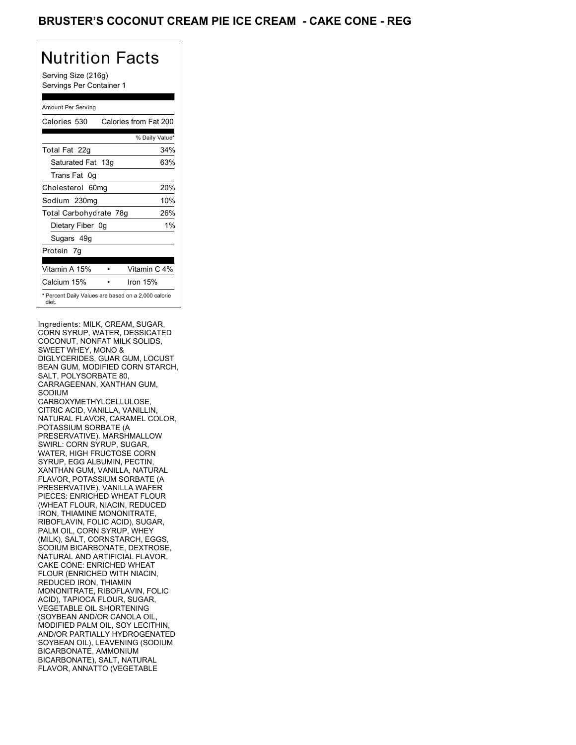## BRUSTER'S COCONUT CREAM PIE ICE CREAM - CAKE CONE - REG

# Nutrition Facts

Serving Size (216g)
Servings Per Container 1

Amount Per Serving

| Calories 530 | Calories from Fat 200 |
|---|---|
| | % Daily Value* |
| Total Fat 22g | 34% |
| Saturated Fat 13g | 63% |
| Trans Fat 0g | |
| Cholesterol 60mg | 20% |
| Sodium 230mg | 10% |
| Total Carbohydrate 78g | 26% |
| Dietary Fiber 0g | 1% |
| Sugars 49g | |
| Protein 7g | |

| Vitamin A 15% | • | Vitamin C 4% |
|---|---|---|
| Calcium 15% | • | Iron 15% |

* Percent Daily Values are based on a 2,000 calorie diet.

Ingredients: MILK, CREAM, SUGAR, CORN SYRUP, WATER, DESSICATED COCONUT, NONFAT MILK SOLIDS, SWEET WHEY, MONO & DIGLYCERIDES, GUAR GUM, LOCUST BEAN GUM, MODIFIED CORN STARCH, SALT, POLYSORBATE 80, CARRAGEENAN, XANTHAN GUM, SODIUM CARBOXYMETHYLCELLULOSE, CITRIC ACID, VANILLA, VANILLIN, NATURAL FLAVOR, CARAMEL COLOR, POTASSIUM SORBATE (A PRESERVATIVE). MARSHMALLOW SWIRL: CORN SYRUP, SUGAR, WATER, HIGH FRUCTOSE CORN SYRUP, EGG ALBUMIN, PECTIN, XANTHAN GUM, VANILLA, NATURAL FLAVOR, POTASSIUM SORBATE (A PRESERVATIVE). VANILLA WAFER PIECES: ENRICHED WHEAT FLOUR (WHEAT FLOUR, NIACIN, REDUCED IRON, THIAMINE MONONITRATE, RIBOFLAVIN, FOLIC ACID), SUGAR, PALM OIL, CORN SYRUP, WHEY (MILK), SALT, CORNSTARCH, EGGS, SODIUM BICARBONATE, DEXTROSE, NATURAL AND ARTIFICIAL FLAVOR. CAKE CONE: ENRICHED WHEAT FLOUR (ENRICHED WITH NIACIN, REDUCED IRON, THIAMIN MONONITRATE, RIBOFLAVIN, FOLIC ACID), TAPIOCA FLOUR, SUGAR, VEGETABLE OIL SHORTENING (SOYBEAN AND/OR CANOLA OIL, MODIFIED PALM OIL, SOY LECITHIN, AND/OR PARTIALLY HYDROGENATED SOYBEAN OIL), LEAVENING (SODIUM BICARBONATE, AMMONIUM BICARBONATE), SALT, NATURAL FLAVOR, ANNATTO (VEGETABLE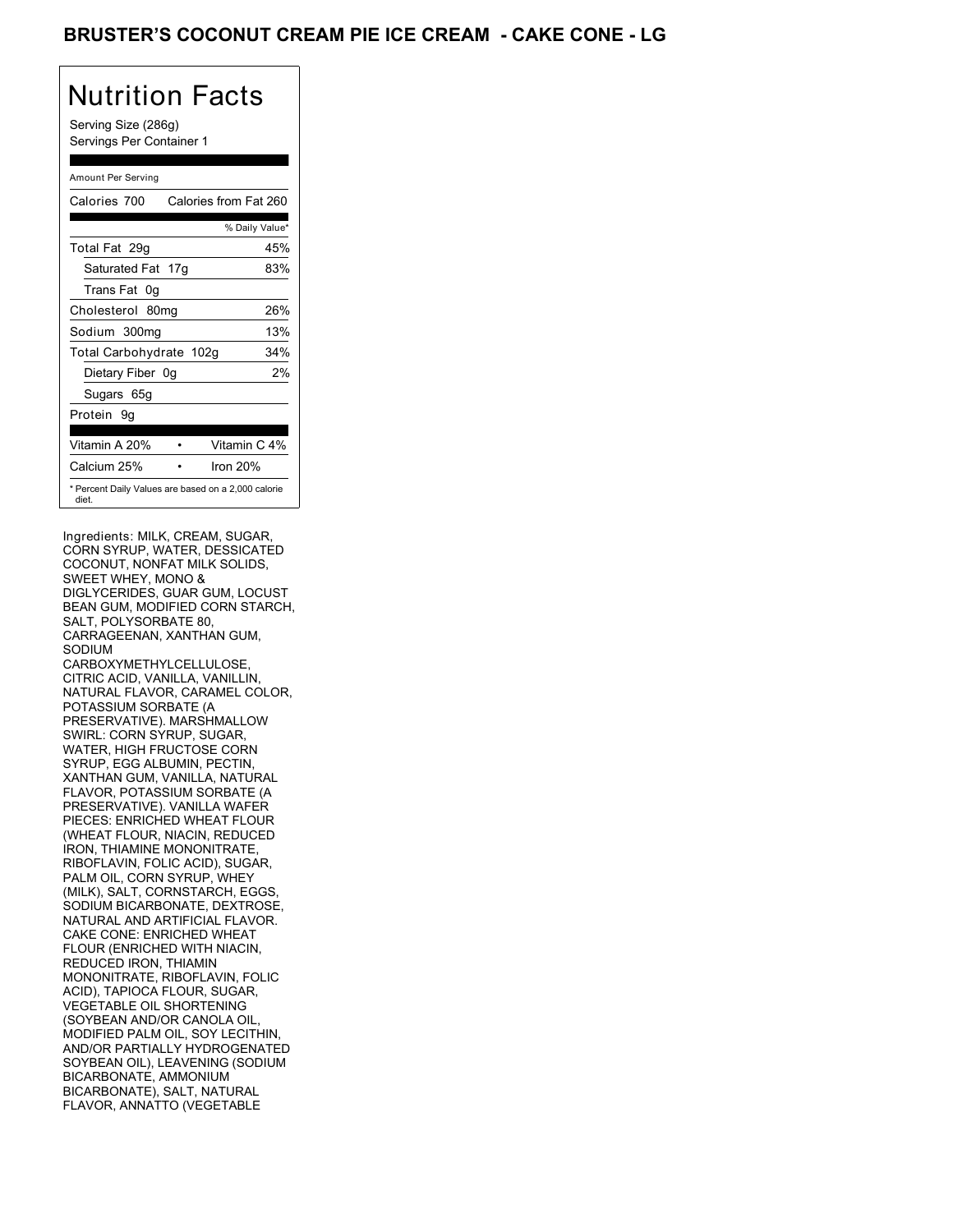# BRUSTER'S COCONUT CREAM PIE ICE CREAM - CAKE CONE - LG

## Nutrition Facts

Serving Size (286g)
Servings Per Container 1

Amount Per Serving

| Calories 700 | Calories from Fat 260 |
|---|---|
| | % Daily Value* |
| Total Fat 29g | 45% |
| Saturated Fat 17g | 83% |
| Trans Fat 0g | |
| Cholesterol 80mg | 26% |
| Sodium 300mg | 13% |
| Total Carbohydrate 102g | 34% |
| Dietary Fiber 0g | 2% |
| Sugars 65g | |
| Protein 9g | |

| Vitamin A 20% | • | Vitamin C 4% |
|---|---|---|
| Calcium 25% | • | Iron 20% |

* Percent Daily Values are based on a 2,000 calorie diet.

Ingredients: MILK, CREAM, SUGAR, CORN SYRUP, WATER, DESSICATED COCONUT, NONFAT MILK SOLIDS, SWEET WHEY, MONO & DIGLYCERIDES, GUAR GUM, LOCUST BEAN GUM, MODIFIED CORN STARCH, SALT, POLYSORBATE 80, CARRAGEENAN, XANTHAN GUM, SODIUM CARBOXYMETHYLCELLULOSE, CITRIC ACID, VANILLA, VANILLIN, NATURAL FLAVOR, CARAMEL COLOR, POTASSIUM SORBATE (A PRESERVATIVE). MARSHMALLOW SWIRL: CORN SYRUP, SUGAR, WATER, HIGH FRUCTOSE CORN SYRUP, EGG ALBUMIN, PECTIN, XANTHAN GUM, VANILLA, NATURAL FLAVOR, POTASSIUM SORBATE (A PRESERVATIVE). VANILLA WAFER PIECES: ENRICHED WHEAT FLOUR (WHEAT FLOUR, NIACIN, REDUCED IRON, THIAMINE MONONITRATE, RIBOFLAVIN, FOLIC ACID), SUGAR, PALM OIL, CORN SYRUP, WHEY (MILK), SALT, CORNSTARCH, EGGS, SODIUM BICARBONATE, DEXTROSE, NATURAL AND ARTIFICIAL FLAVOR. CAKE CONE: ENRICHED WHEAT FLOUR (ENRICHED WITH NIACIN, REDUCED IRON, THIAMIN MONONITRATE, RIBOFLAVIN, FOLIC ACID), TAPIOCA FLOUR, SUGAR, VEGETABLE OIL SHORTENING (SOYBEAN AND/OR CANOLA OIL, MODIFIED PALM OIL, SOY LECITHIN, AND/OR PARTIALLY HYDROGENATED SOYBEAN OIL), LEAVENING (SODIUM BICARBONATE, AMMONIUM BICARBONATE), SALT, NATURAL FLAVOR, ANNATTO (VEGETABLE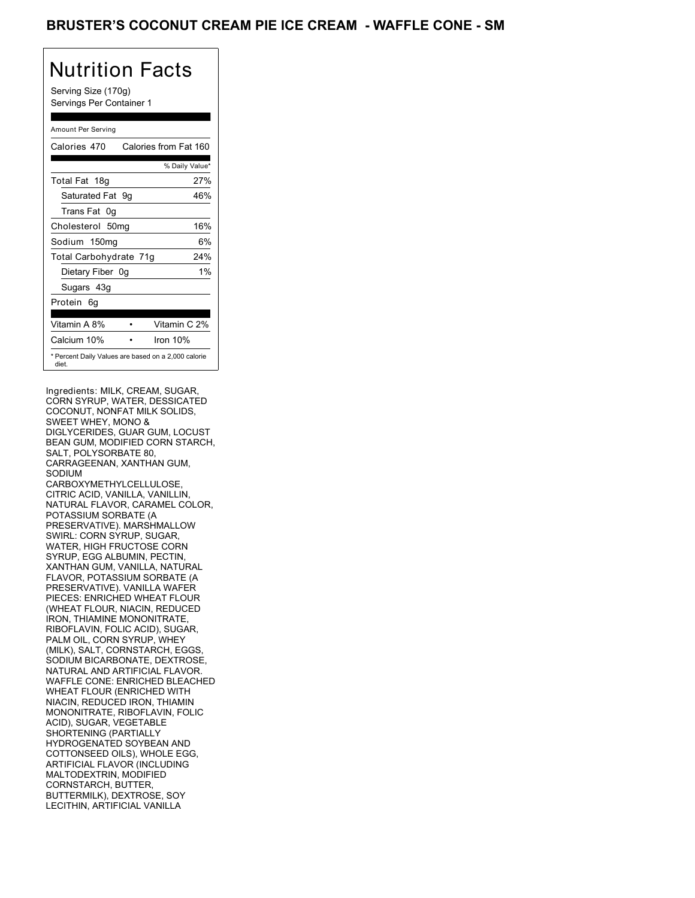# BRUSTER'S COCONUT CREAM PIE ICE CREAM - WAFFLE CONE - SM

## Nutrition Facts

Serving Size (170g)
Servings Per Container 1

Amount Per Serving

| Calories 470 | Calories from Fat 160 |
|---|---|
| | % Daily Value* |
| Total Fat 18g | 27% |
| Saturated Fat 9g | 46% |
| Trans Fat 0g | |
| Cholesterol 50mg | 16% |
| Sodium 150mg | 6% |
| Total Carbohydrate 71g | 24% |
| Dietary Fiber 0g | 1% |
| Sugars 43g | |
| Protein 6g | |

| Vitamin A 8% | • | Vitamin C 2% |
|---|---|---|
| Calcium 10% | • | Iron 10% |

* Percent Daily Values are based on a 2,000 calorie diet.

Ingredients: MILK, CREAM, SUGAR, CORN SYRUP, WATER, DESSICATED COCONUT, NONFAT MILK SOLIDS, SWEET WHEY, MONO & DIGLYCERIDES, GUAR GUM, LOCUST BEAN GUM, MODIFIED CORN STARCH, SALT, POLYSORBATE 80, CARRAGEENAN, XANTHAN GUM, SODIUM CARBOXYMETHYLCELLULOSE, CITRIC ACID, VANILLA, VANILLIN, NATURAL FLAVOR, CARAMEL COLOR, POTASSIUM SORBATE (A PRESERVATIVE). MARSHMALLOW SWIRL: CORN SYRUP, SUGAR, WATER, HIGH FRUCTOSE CORN SYRUP, EGG ALBUMIN, PECTIN, XANTHAN GUM, VANILLA, NATURAL FLAVOR, POTASSIUM SORBATE (A PRESERVATIVE). VANILLA WAFER PIECES: ENRICHED WHEAT FLOUR (WHEAT FLOUR, NIACIN, REDUCED IRON, THIAMINE MONONITRATE, RIBOFLAVIN, FOLIC ACID), SUGAR, PALM OIL, CORN SYRUP, WHEY (MILK), SALT, CORNSTARCH, EGGS, SODIUM BICARBONATE, DEXTROSE, NATURAL AND ARTIFICIAL FLAVOR. WAFFLE CONE: ENRICHED BLEACHED WHEAT FLOUR (ENRICHED WITH NIACIN, REDUCED IRON, THIAMIN MONONITRATE, RIBOFLAVIN, FOLIC ACID), SUGAR, VEGETABLE SHORTENING (PARTIALLY HYDROGENATED SOYBEAN AND COTTONSEED OILS), WHOLE EGG, ARTIFICIAL FLAVOR (INCLUDING MALTODEXTRIN, MODIFIED CORNSTARCH, BUTTER, BUTTERMILK), DEXTROSE, SOY LECITHIN, ARTIFICIAL VANILLA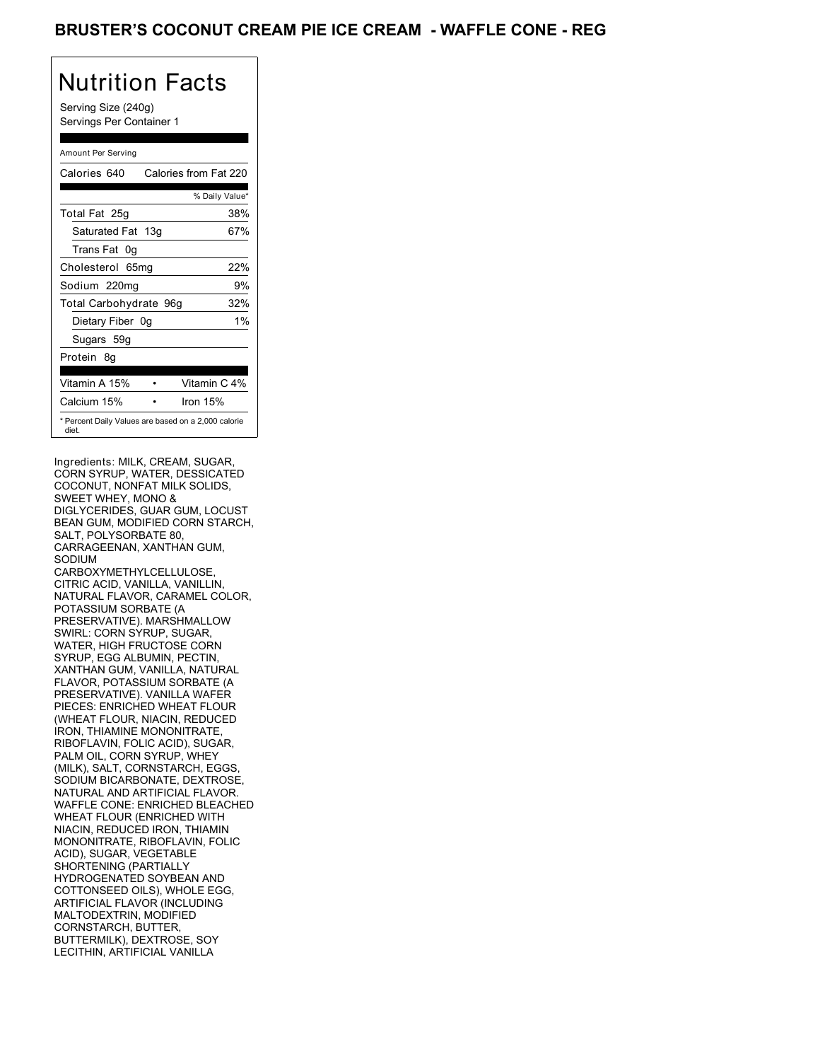# BRUSTER'S COCONUT CREAM PIE ICE CREAM - WAFFLE CONE - REG

## Nutrition Facts

Serving Size (240g)
Servings Per Container 1

Amount Per Serving

| Calories 640 | Calories from Fat 220 |
|---|---|
| | % Daily Value* |
| Total Fat 25g | 38% |
| Saturated Fat 13g | 67% |
| Trans Fat 0g | |
| Cholesterol 65mg | 22% |
| Sodium 220mg | 9% |
| Total Carbohydrate 96g | 32% |
| Dietary Fiber 0g | 1% |
| Sugars 59g | |
| Protein 8g | |

| Vitamin A 15% | • | Vitamin C 4% |
|---|---|---|
| Calcium 15% | • | Iron 15% |

* Percent Daily Values are based on a 2,000 calorie diet.

Ingredients: MILK, CREAM, SUGAR, CORN SYRUP, WATER, DESSICATED COCONUT, NONFAT MILK SOLIDS, SWEET WHEY, MONO & DIGLYCERIDES, GUAR GUM, LOCUST BEAN GUM, MODIFIED CORN STARCH, SALT, POLYSORBATE 80, CARRAGEENAN, XANTHAN GUM, SODIUM CARBOXYMETHYLCELLULOSE, CITRIC ACID, VANILLA, VANILLIN, NATURAL FLAVOR, CARAMEL COLOR, POTASSIUM SORBATE (A PRESERVATIVE). MARSHMALLOW SWIRL: CORN SYRUP, SUGAR, WATER, HIGH FRUCTOSE CORN SYRUP, EGG ALBUMIN, PECTIN, XANTHAN GUM, VANILLA, NATURAL FLAVOR, POTASSIUM SORBATE (A PRESERVATIVE). VANILLA WAFER PIECES: ENRICHED WHEAT FLOUR (WHEAT FLOUR, NIACIN, REDUCED IRON, THIAMINE MONONITRATE, RIBOFLAVIN, FOLIC ACID), SUGAR, PALM OIL, CORN SYRUP, WHEY (MILK), SALT, CORNSTARCH, EGGS, SODIUM BICARBONATE, DEXTROSE, NATURAL AND ARTIFICIAL FLAVOR. WAFFLE CONE: ENRICHED BLEACHED WHEAT FLOUR (ENRICHED WITH NIACIN, REDUCED IRON, THIAMIN MONONITRATE, RIBOFLAVIN, FOLIC ACID), SUGAR, VEGETABLE SHORTENING (PARTIALLY HYDROGENATED SOYBEAN AND COTTONSEED OILS), WHOLE EGG, ARTIFICIAL FLAVOR (INCLUDING MALTODEXTRIN, MODIFIED CORNSTARCH, BUTTER, BUTTERMILK), DEXTROSE, SOY LECITHIN, ARTIFICIAL VANILLA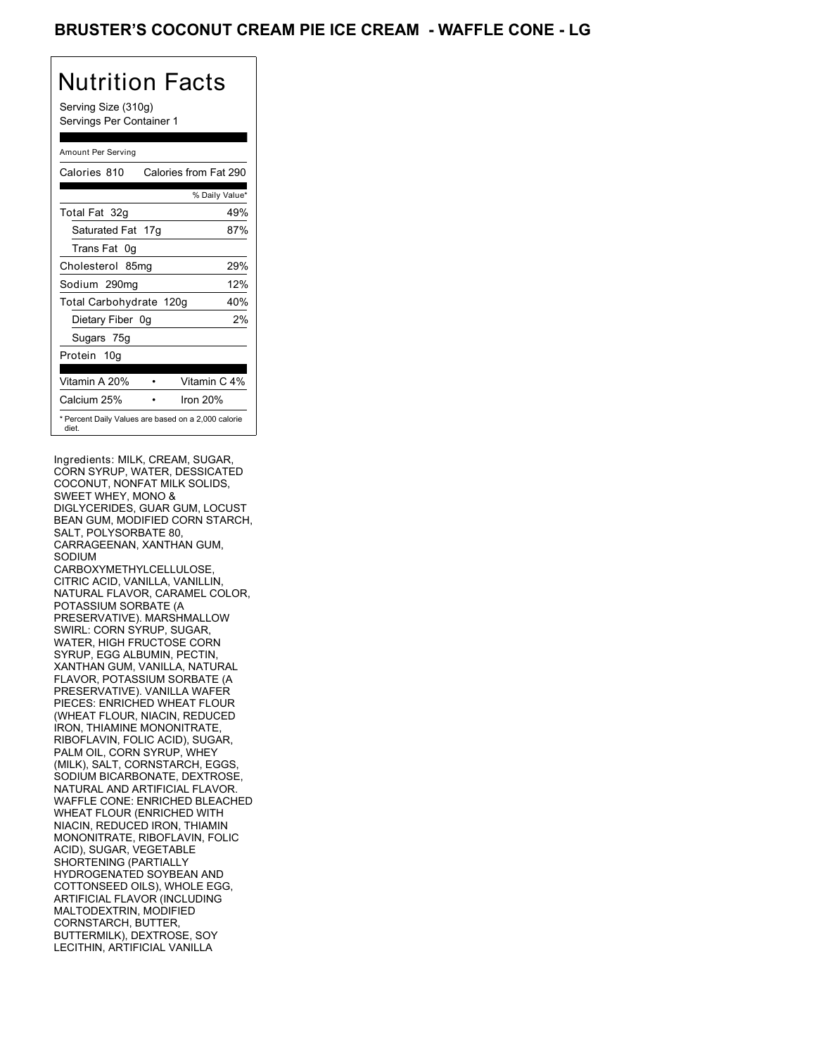# BRUSTER'S COCONUT CREAM PIE ICE CREAM - WAFFLE CONE - LG

## Nutrition Facts

Serving Size (310g)
Servings Per Container 1

Amount Per Serving

| | |
|---|---|
| Calories 810 | Calories from Fat 290 |
| | % Daily Value* |
| Total Fat 32g | 49% |
| Saturated Fat 17g | 87% |
| Trans Fat 0g | |
| Cholesterol 85mg | 29% |
| Sodium 290mg | 12% |
| Total Carbohydrate 120g | 40% |
| Dietary Fiber 0g | 2% |
| Sugars 75g | |
| Protein 10g | |
| Vitamin A 20% • | Vitamin C 4% |
| Calcium 25% • | Iron 20% |

* Percent Daily Values are based on a 2,000 calorie diet.

Ingredients: MILK, CREAM, SUGAR, CORN SYRUP, WATER, DESSICATED COCONUT, NONFAT MILK SOLIDS, SWEET WHEY, MONO & DIGLYCERIDES, GUAR GUM, LOCUST BEAN GUM, MODIFIED CORN STARCH, SALT, POLYSORBATE 80, CARRAGEENAN, XANTHAN GUM, SODIUM CARBOXYMETHYLCELLULOSE, CITRIC ACID, VANILLA, VANILLIN, NATURAL FLAVOR, CARAMEL COLOR, POTASSIUM SORBATE (A PRESERVATIVE). MARSHMALLOW SWIRL: CORN SYRUP, SUGAR, WATER, HIGH FRUCTOSE CORN SYRUP, EGG ALBUMIN, PECTIN, XANTHAN GUM, VANILLA, NATURAL FLAVOR, POTASSIUM SORBATE (A PRESERVATIVE). VANILLA WAFER PIECES: ENRICHED WHEAT FLOUR (WHEAT FLOUR, NIACIN, REDUCED IRON, THIAMINE MONONITRATE, RIBOFLAVIN, FOLIC ACID), SUGAR, PALM OIL, CORN SYRUP, WHEY (MILK), SALT, CORNSTARCH, EGGS, SODIUM BICARBONATE, DEXTROSE, NATURAL AND ARTIFICIAL FLAVOR. WAFFLE CONE: ENRICHED BLEACHED WHEAT FLOUR (ENRICHED WITH NIACIN, REDUCED IRON, THIAMIN MONONITRATE, RIBOFLAVIN, FOLIC ACID), SUGAR, VEGETABLE SHORTENING (PARTIALLY HYDROGENATED SOYBEAN AND COTTONSEED OILS), WHOLE EGG, ARTIFICIAL FLAVOR (INCLUDING MALTODEXTRIN, MODIFIED CORNSTARCH, BUTTER, BUTTERMILK), DEXTROSE, SOY LECITHIN, ARTIFICIAL VANILLA